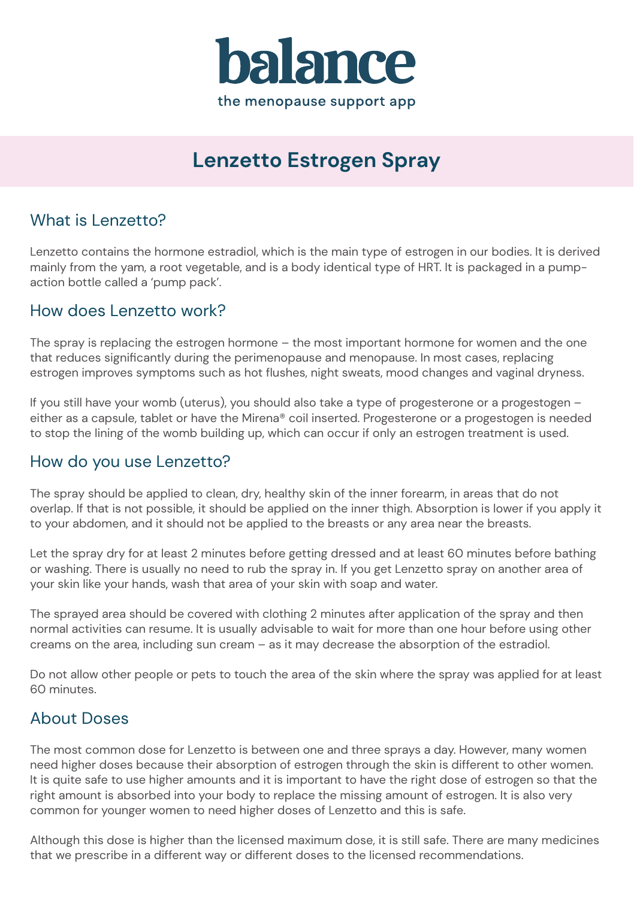# balance

the menopause support app

## Lenzetto Estrogen Spray

### What is Lenzetto?

Lenzetto contains the hormone estradiol, which is the main type of estrogen in our bodies. It is derived mainly from the yam, a root vegetable, and is a body identical type of HRT. It is packaged in a pump-action bottle called a 'pump pack'.

### How does Lenzetto work?

The spray is replacing the estrogen hormone – the most important hormone for women and the one that reduces significantly during the perimenopause and menopause. In most cases, replacing estrogen improves symptoms such as hot flushes, night sweats, mood changes and vaginal dryness.

If you still have your womb (uterus), you should also take a type of progesterone or a progestogen – either as a capsule, tablet or have the Mirena® coil inserted. Progesterone or a progestogen is needed to stop the lining of the womb building up, which can occur if only an estrogen treatment is used.

### How do you use Lenzetto?

The spray should be applied to clean, dry, healthy skin of the inner forearm, in areas that do not overlap. If that is not possible, it should be applied on the inner thigh. Absorption is lower if you apply it to your abdomen, and it should not be applied to the breasts or any area near the breasts.

Let the spray dry for at least 2 minutes before getting dressed and at least 60 minutes before bathing or washing. There is usually no need to rub the spray in. If you get Lenzetto spray on another area of your skin like your hands, wash that area of your skin with soap and water.

The sprayed area should be covered with clothing 2 minutes after application of the spray and then normal activities can resume. It is usually advisable to wait for more than one hour before using other creams on the area, including sun cream – as it may decrease the absorption of the estradiol.

Do not allow other people or pets to touch the area of the skin where the spray was applied for at least 60 minutes.

### About Doses

The most common dose for Lenzetto is between one and three sprays a day. However, many women need higher doses because their absorption of estrogen through the skin is different to other women. It is quite safe to use higher amounts and it is important to have the right dose of estrogen so that the right amount is absorbed into your body to replace the missing amount of estrogen. It is also very common for younger women to need higher doses of Lenzetto and this is safe.

Although this dose is higher than the licensed maximum dose, it is still safe. There are many medicines that we prescribe in a different way or different doses to the licensed recommendations.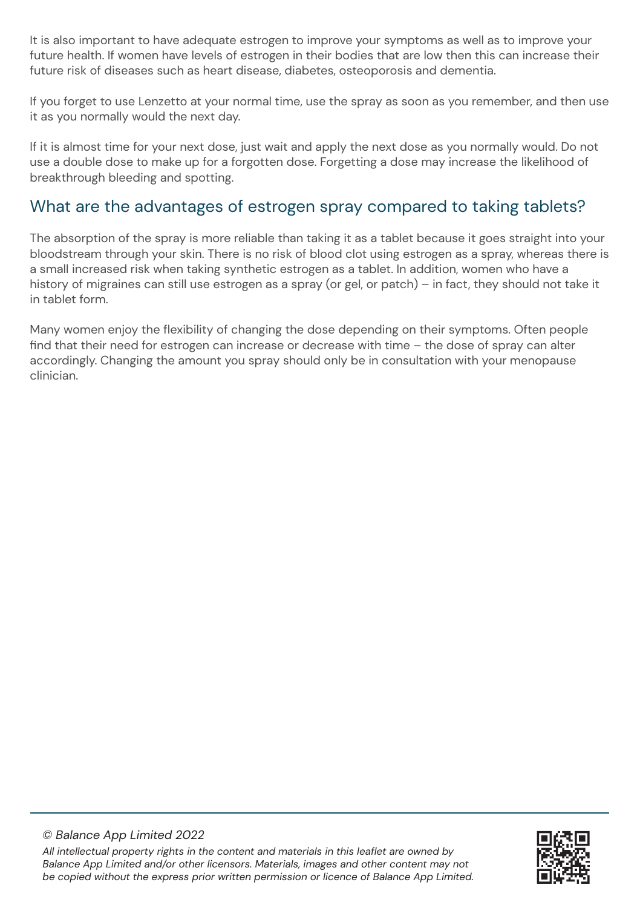It is also important to have adequate estrogen to improve your symptoms as well as to improve your future health. If women have levels of estrogen in their bodies that are low then this can increase their future risk of diseases such as heart disease, diabetes, osteoporosis and dementia.

If you forget to use Lenzetto at your normal time, use the spray as soon as you remember, and then use it as you normally would the next day.

If it is almost time for your next dose, just wait and apply the next dose as you normally would. Do not use a double dose to make up for a forgotten dose. Forgetting a dose may increase the likelihood of breakthrough bleeding and spotting.

## What are the advantages of estrogen spray compared to taking tablets?

The absorption of the spray is more reliable than taking it as a tablet because it goes straight into your bloodstream through your skin. There is no risk of blood clot using estrogen as a spray, whereas there is a small increased risk when taking synthetic estrogen as a tablet. In addition, women who have a history of migraines can still use estrogen as a spray (or gel, or patch) – in fact, they should not take it in tablet form.

Many women enjoy the flexibility of changing the dose depending on their symptoms. Often people find that their need for estrogen can increase or decrease with time – the dose of spray can alter accordingly. Changing the amount you spray should only be in consultation with your menopause clinician.

*© Balance App Limited 2022*

*All intellectual property rights in the content and materials in this leaflet are owned by Balance App Limited and/or other licensors. Materials, images and other content may not be copied without the express prior written permission or licence of Balance App Limited.*